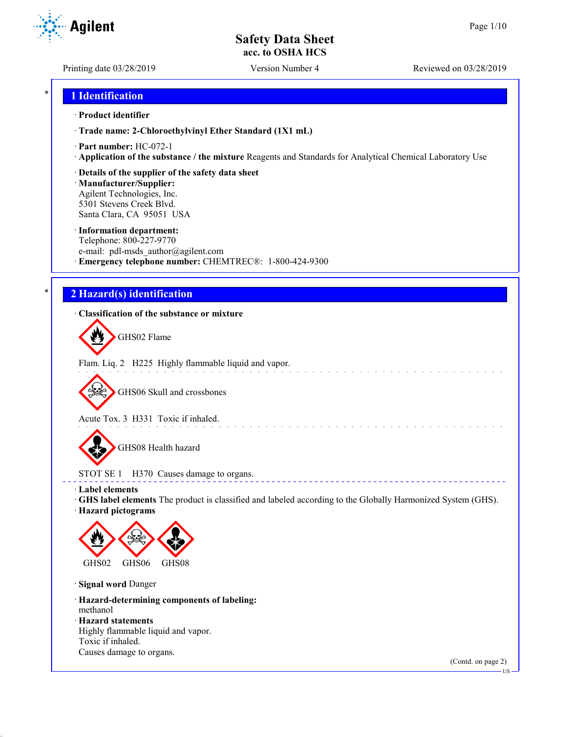# Safety Data Sheet
## acc. to OSHA HCS

Printing date 03/28/2019 | Version Number 4 | Reviewed on 03/28/2019

## 1 Identification

· **Product identifier**

· **Trade name: 2-Chloroethylvinyl Ether Standard (1X1 mL)**

· **Part number:** HC-072-1

· **Application of the substance / the mixture** Reagents and Standards for Analytical Chemical Laboratory Use

· **Details of the supplier of the safety data sheet**

· **Manufacturer/Supplier:**
Agilent Technologies, Inc.
5301 Stevens Creek Blvd.
Santa Clara, CA 95051 USA

· **Information department:**
Telephone: 800-227-9770
e-mail: pdl-msds_author@agilent.com

· **Emergency telephone number:** CHEMTREC®: 1-800-424-9300

## 2 Hazard(s) identification

· **Classification of the substance or mixture**

GHS02 Flame

Flam. Liq. 2 H225 Highly flammable liquid and vapor.

GHS06 Skull and crossbones

Acute Tox. 3 H331 Toxic if inhaled.

GHS08 Health hazard

STOT SE 1 H370 Causes damage to organs.

· **Label elements**

· **GHS label elements** The product is classified and labeled according to the Globally Harmonized System (GHS).

· **Hazard pictograms**

GHS02 GHS06 GHS08

· **Signal word** Danger

· **Hazard-determining components of labeling:**
methanol

· **Hazard statements**
Highly flammable liquid and vapor.
Toxic if inhaled.
Causes damage to organs.

(Contd. on page 2)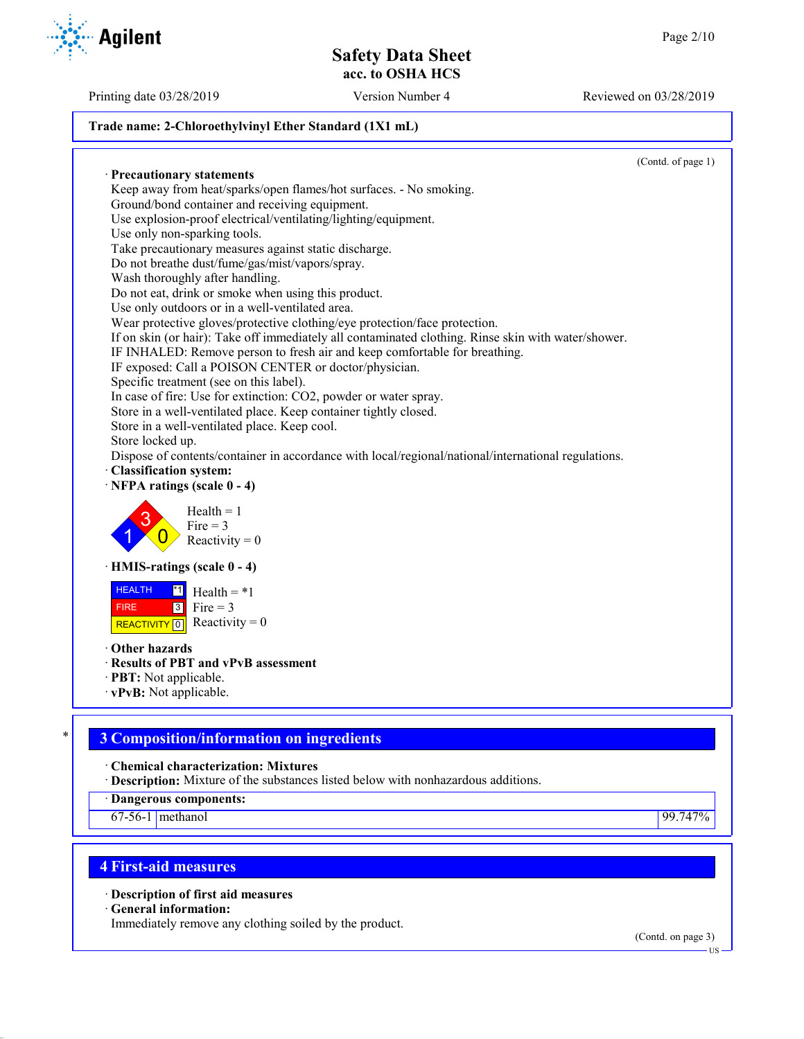**Trade name: 2-Chloroethylvinyl Ether Standard (1X1 mL)**

(Contd. of page 1)

· **Precautionary statements**
Keep away from heat/sparks/open flames/hot surfaces. - No smoking.
Ground/bond container and receiving equipment.
Use explosion-proof electrical/ventilating/lighting/equipment.
Use only non-sparking tools.
Take precautionary measures against static discharge.
Do not breathe dust/fume/gas/mist/vapors/spray.
Wash thoroughly after handling.
Do not eat, drink or smoke when using this product.
Use only outdoors or in a well-ventilated area.
Wear protective gloves/protective clothing/eye protection/face protection.
If on skin (or hair): Take off immediately all contaminated clothing. Rinse skin with water/shower.
IF INHALED: Remove person to fresh air and keep comfortable for breathing.
IF exposed: Call a POISON CENTER or doctor/physician.
Specific treatment (see on this label).
In case of fire: Use for extinction: CO2, powder or water spray.
Store in a well-ventilated place. Keep container tightly closed.
Store in a well-ventilated place. Keep cool.
Store locked up.
Dispose of contents/container in accordance with local/regional/national/international regulations.

· **Classification system:**

· **NFPA ratings (scale 0 - 4)**

Health = 1
Fire = 3
Reactivity = 0

· **HMIS-ratings (scale 0 - 4)**

| | | |
|---|---|---|
| HEALTH | *1 | Health = *1 |
| FIRE | 3 | Fire = 3 |
| REACTIVITY | 0 | Reactivity = 0 |

· **Other hazards**
· **Results of PBT and vPvB assessment**
· **PBT:** Not applicable.
· **vPvB:** Not applicable.

## 3 Composition/information on ingredients

· **Chemical characterization: Mixtures**
· **Description:** Mixture of the substances listed below with nonhazardous additions.

· **Dangerous components:**

| | | |
|---|---|---|
| 67-56-1 | methanol | 99.747% |

## 4 First-aid measures

· **Description of first aid measures**
· **General information:**
Immediately remove any clothing soiled by the product.

(Contd. on page 3)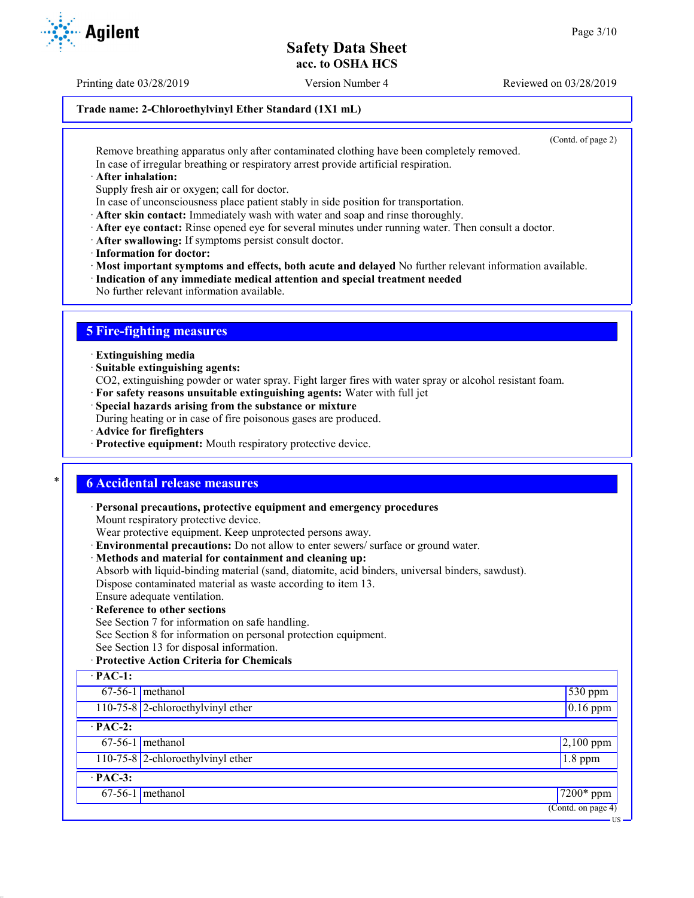**Trade name: 2-Chloroethylvinyl Ether Standard (1X1 mL)**

(Contd. of page 2)

Remove breathing apparatus only after contaminated clothing have been completely removed.
In case of irregular breathing or respiratory arrest provide artificial respiration.

· **After inhalation:**
Supply fresh air or oxygen; call for doctor.
In case of unconsciousness place patient stably in side position for transportation.

· **After skin contact:** Immediately wash with water and soap and rinse thoroughly.

· **After eye contact:** Rinse opened eye for several minutes under running water. Then consult a doctor.

· **After swallowing:** If symptoms persist consult doctor.

· **Information for doctor:**

· **Most important symptoms and effects, both acute and delayed** No further relevant information available.

· **Indication of any immediate medical attention and special treatment needed**
No further relevant information available.

## 5 Fire-fighting measures

· **Extinguishing media**

· **Suitable extinguishing agents:**
CO2, extinguishing powder or water spray. Fight larger fires with water spray or alcohol resistant foam.

· **For safety reasons unsuitable extinguishing agents:** Water with full jet

· **Special hazards arising from the substance or mixture**
During heating or in case of fire poisonous gases are produced.

· **Advice for firefighters**

· **Protective equipment:** Mouth respiratory protective device.

## 6 Accidental release measures

· **Personal precautions, protective equipment and emergency procedures**
Mount respiratory protective device.
Wear protective equipment. Keep unprotected persons away.

· **Environmental precautions:** Do not allow to enter sewers/ surface or ground water.

· **Methods and material for containment and cleaning up:**
Absorb with liquid-binding material (sand, diatomite, acid binders, universal binders, sawdust).
Dispose contaminated material as waste according to item 13.
Ensure adequate ventilation.

· **Reference to other sections**
See Section 7 for information on safe handling.
See Section 8 for information on personal protection equipment.
See Section 13 for disposal information.

· **Protective Action Criteria for Chemicals**

| · **PAC-1:** | | |
|---|---|---|
| 67-56-1 | methanol | 530 ppm |
| 110-75-8 | 2-chloroethylvinyl ether | 0.16 ppm |
| · **PAC-2:** | | |
| 67-56-1 | methanol | 2,100 ppm |
| 110-75-8 | 2-chloroethylvinyl ether | 1.8 ppm |
| · **PAC-3:** | | |
| 67-56-1 | methanol | 7200* ppm |

(Contd. on page 4)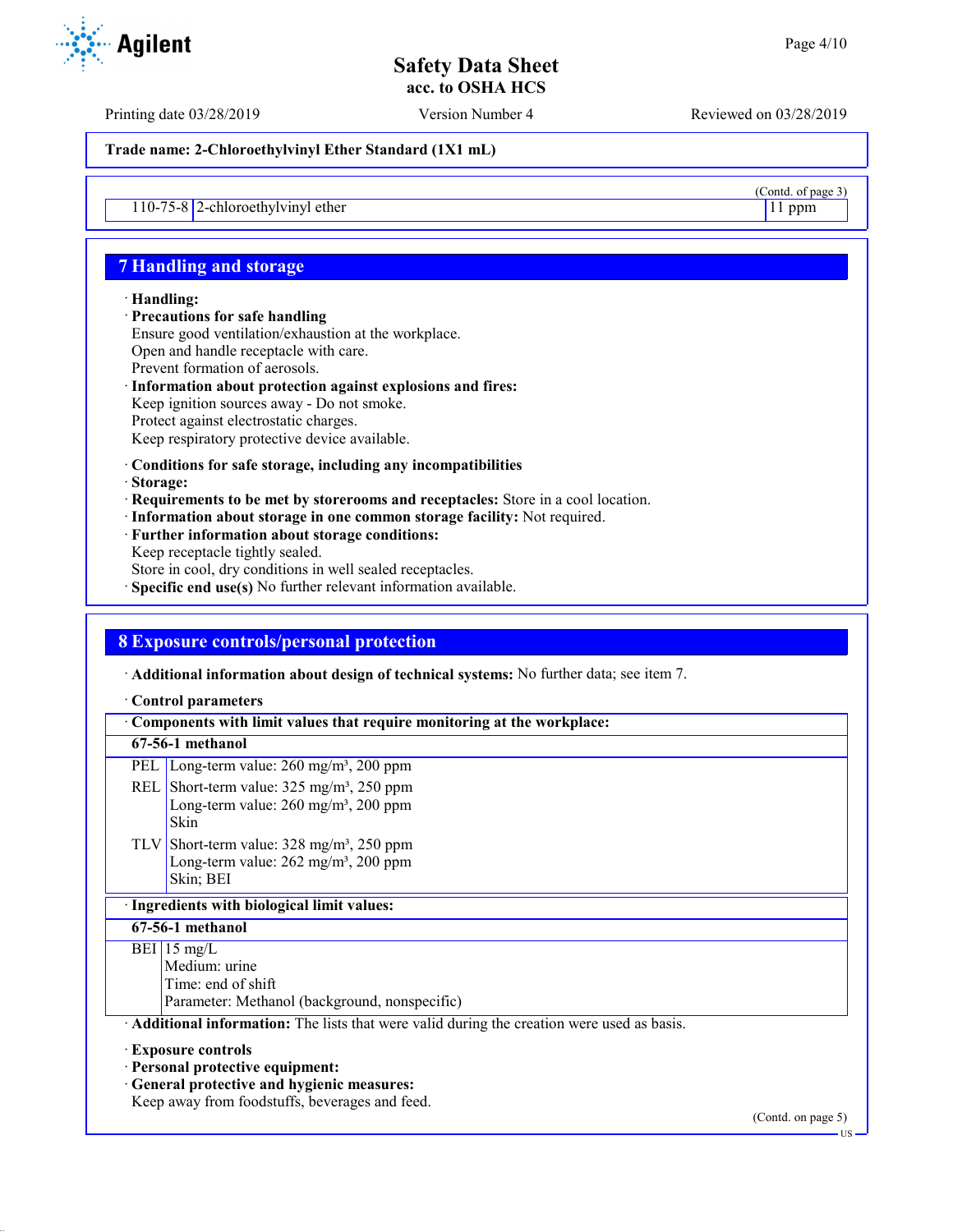Trade name: 2-Chloroethylvinyl Ether Standard (1X1 mL)

(Contd. of page 3)

| 110-75-8 | 2-chloroethylvinyl ether | 11 ppm |
|---|---|---|

## 7 Handling and storage

· **Handling:**
· **Precautions for safe handling**
Ensure good ventilation/exhaustion at the workplace.
Open and handle receptacle with care.
Prevent formation of aerosols.
· **Information about protection against explosions and fires:**
Keep ignition sources away - Do not smoke.
Protect against electrostatic charges.
Keep respiratory protective device available.

· **Conditions for safe storage, including any incompatibilities**
· **Storage:**
· **Requirements to be met by storerooms and receptacles:** Store in a cool location.
· **Information about storage in one common storage facility:** Not required.
· **Further information about storage conditions:**
Keep receptacle tightly sealed.
Store in cool, dry conditions in well sealed receptacles.
· **Specific end use(s)** No further relevant information available.

## 8 Exposure controls/personal protection

· **Additional information about design of technical systems:** No further data; see item 7.

· **Control parameters**

| · Components with limit values that require monitoring at the workplace: | |
|---|---|
| **67-56-1 methanol** | |
| PEL | Long-term value: 260 mg/m³, 200 ppm |
| REL | Short-term value: 325 mg/m³, 250 ppm<br>Long-term value: 260 mg/m³, 200 ppm<br>Skin |
| TLV | Short-term value: 328 mg/m³, 250 ppm<br>Long-term value: 262 mg/m³, 200 ppm<br>Skin; BEI |

| · Ingredients with biological limit values: | |
|---|---|
| **67-56-1 methanol** | |
| BEI | 15 mg/L<br>Medium: urine<br>Time: end of shift<br>Parameter: Methanol (background, nonspecific) |

· **Additional information:** The lists that were valid during the creation were used as basis.

· **Exposure controls**
· **Personal protective equipment:**
· **General protective and hygienic measures:**
Keep away from foodstuffs, beverages and feed.

(Contd. on page 5)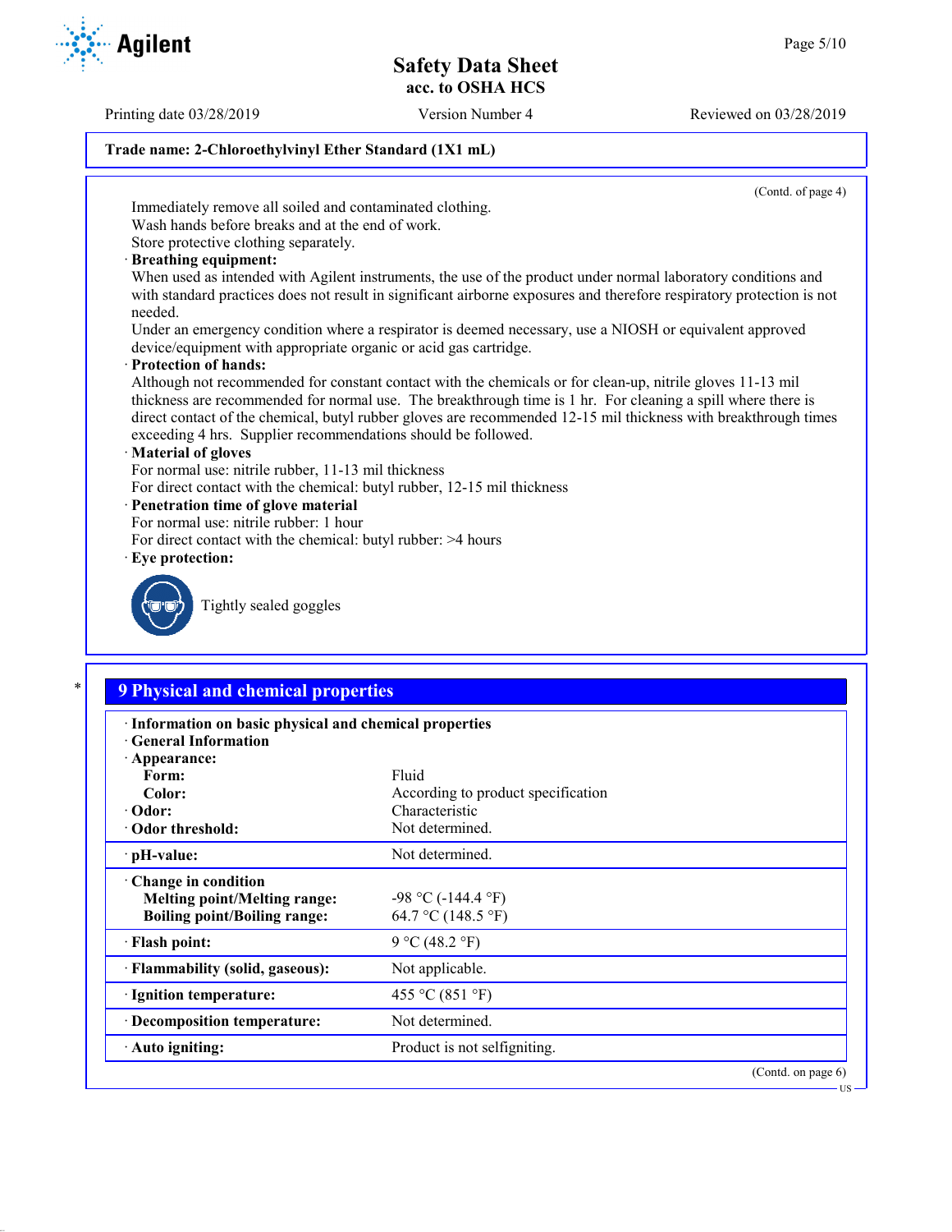**Trade name: 2-Chloroethylvinyl Ether Standard (1X1 mL)**

(Contd. of page 4)

Immediately remove all soiled and contaminated clothing.
Wash hands before breaks and at the end of work.
Store protective clothing separately.

· **Breathing equipment:**
When used as intended with Agilent instruments, the use of the product under normal laboratory conditions and with standard practices does not result in significant airborne exposures and therefore respiratory protection is not needed.
Under an emergency condition where a respirator is deemed necessary, use a NIOSH or equivalent approved device/equipment with appropriate organic or acid gas cartridge.

· **Protection of hands:**
Although not recommended for constant contact with the chemicals or for clean-up, nitrile gloves 11-13 mil thickness are recommended for normal use. The breakthrough time is 1 hr. For cleaning a spill where there is direct contact of the chemical, butyl rubber gloves are recommended 12-15 mil thickness with breakthrough times exceeding 4 hrs. Supplier recommendations should be followed.

· **Material of gloves**
For normal use: nitrile rubber, 11-13 mil thickness
For direct contact with the chemical: butyl rubber, 12-15 mil thickness

· **Penetration time of glove material**
For normal use: nitrile rubber: 1 hour
For direct contact with the chemical: butyl rubber: >4 hours

· **Eye protection:**

Tightly sealed goggles

## 9 Physical and chemical properties

· **Information on basic physical and chemical properties**
· **General Information**

| | |
|---|---|
| · **Appearance:** | |
| **Form:** | Fluid |
| **Color:** | According to product specification |
| · **Odor:** | Characteristic |
| · **Odor threshold:** | Not determined. |
| · **pH-value:** | Not determined. |
| · **Change in condition** | |
| **Melting point/Melting range:** | -98 °C (-144.4 °F) |
| **Boiling point/Boiling range:** | 64.7 °C (148.5 °F) |
| · **Flash point:** | 9 °C (48.2 °F) |
| · **Flammability (solid, gaseous):** | Not applicable. |
| · **Ignition temperature:** | 455 °C (851 °F) |
| · **Decomposition temperature:** | Not determined. |
| · **Auto igniting:** | Product is not selfigniting. |

(Contd. on page 6)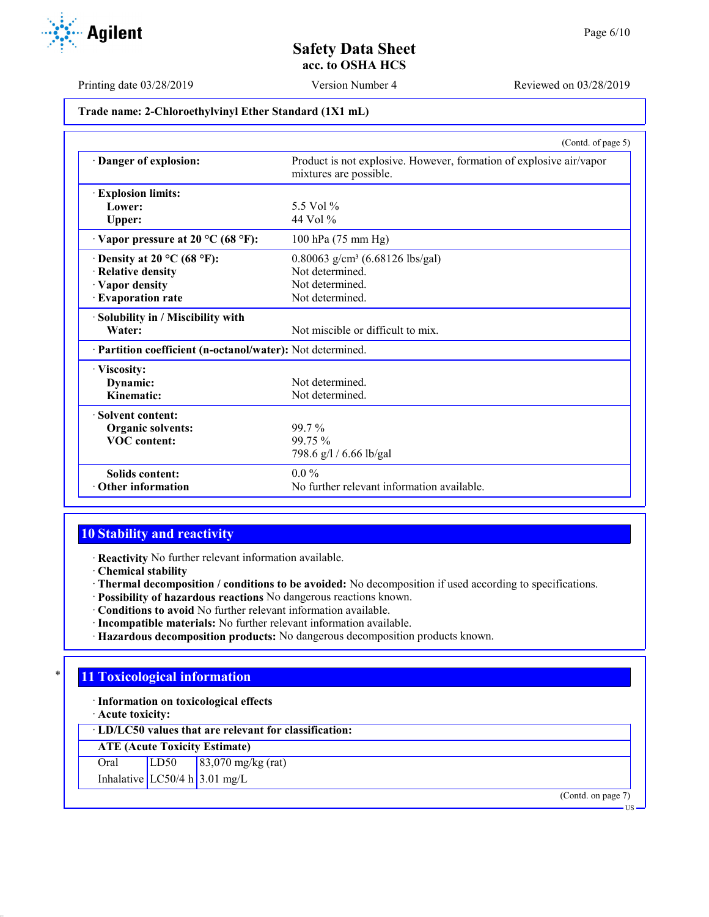**Trade name: 2-Chloroethylvinyl Ether Standard (1X1 mL)**

(Contd. of page 5)

| | |
|---|---|
| · **Danger of explosion:** | Product is not explosive. However, formation of explosive air/vapor mixtures are possible. |
| · **Explosion limits:** | |
| **Lower:** | 5.5 Vol % |
| **Upper:** | 44 Vol % |
| · **Vapor pressure at 20 °C (68 °F):** | 100 hPa (75 mm Hg) |
| · **Density at 20 °C (68 °F):** | 0.80063 g/cm³ (6.68126 lbs/gal) |
| · **Relative density** | Not determined. |
| · **Vapor density** | Not determined. |
| · **Evaporation rate** | Not determined. |
| · **Solubility in / Miscibility with** | |
| **Water:** | Not miscible or difficult to mix. |
| · **Partition coefficient (n-octanol/water):** | Not determined. |
| · **Viscosity:** | |
| **Dynamic:** | Not determined. |
| **Kinematic:** | Not determined. |
| · **Solvent content:** | |
| **Organic solvents:** | 99.7 % |
| **VOC content:** | 99.75 % |
| | 798.6 g/l / 6.66 lb/gal |
| **Solids content:** | 0.0 % |
| · **Other information** | No further relevant information available. |

## 10 Stability and reactivity

· **Reactivity** No further relevant information available.
· **Chemical stability**
· **Thermal decomposition / conditions to be avoided:** No decomposition if used according to specifications.
· **Possibility of hazardous reactions** No dangerous reactions known.
· **Conditions to avoid** No further relevant information available.
· **Incompatible materials:** No further relevant information available.
· **Hazardous decomposition products:** No dangerous decomposition products known.

## * 11 Toxicological information

· **Information on toxicological effects**
· **Acute toxicity:**

| · **LD/LC50 values that are relevant for classification:** | | |
|---|---|---|
| **ATE (Acute Toxicity Estimate)** | | |
| Oral | LD50 | 83,070 mg/kg (rat) |
| Inhalative | LC50/4 h | 3.01 mg/L |

(Contd. on page 7)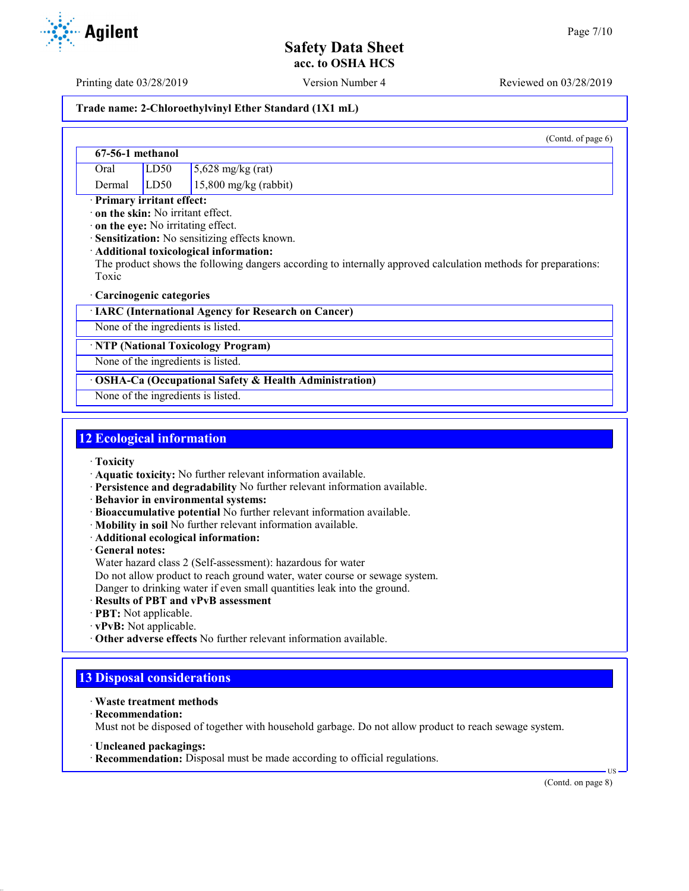Trade name: 2-Chloroethylvinyl Ether Standard (1X1 mL)

(Contd. of page 6)

| 67-56-1 methanol | | |
|---|---|---|
| Oral | LD50 | 5,628 mg/kg (rat) |
| Dermal | LD50 | 15,800 mg/kg (rabbit) |

· **Primary irritant effect:**
· **on the skin:** No irritant effect.
· **on the eye:** No irritating effect.
· **Sensitization:** No sensitizing effects known.
· **Additional toxicological information:**
The product shows the following dangers according to internally approved calculation methods for preparations:
Toxic

· **Carcinogenic categories**

| · IARC (International Agency for Research on Cancer) |
|---|
| None of the ingredients is listed. |

| · NTP (National Toxicology Program) |
|---|
| None of the ingredients is listed. |

| · OSHA-Ca (Occupational Safety & Health Administration) |
|---|
| None of the ingredients is listed. |

## 12 Ecological information

· **Toxicity**
· **Aquatic toxicity:** No further relevant information available.
· **Persistence and degradability** No further relevant information available.
· **Behavior in environmental systems:**
· **Bioaccumulative potential** No further relevant information available.
· **Mobility in soil** No further relevant information available.
· **Additional ecological information:**
· **General notes:**
Water hazard class 2 (Self-assessment): hazardous for water
Do not allow product to reach ground water, water course or sewage system.
Danger to drinking water if even small quantities leak into the ground.
· **Results of PBT and vPvB assessment**
· **PBT:** Not applicable.
· **vPvB:** Not applicable.
· **Other adverse effects** No further relevant information available.

## 13 Disposal considerations

· **Waste treatment methods**
· **Recommendation:**
Must not be disposed of together with household garbage. Do not allow product to reach sewage system.

· **Uncleaned packagings:**
· **Recommendation:** Disposal must be made according to official regulations.

(Contd. on page 8)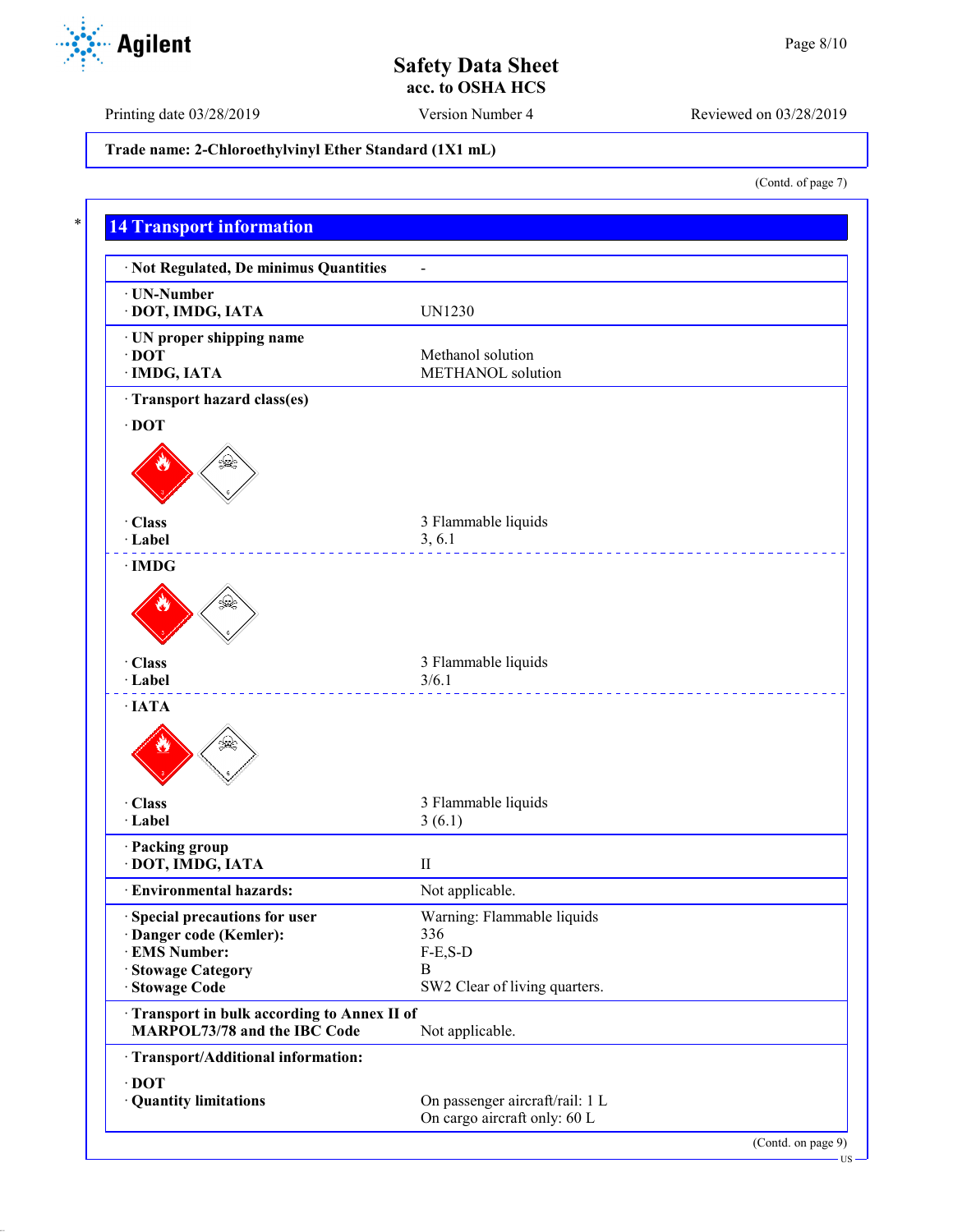Trade name: 2-Chloroethylvinyl Ether Standard (1X1 mL)

(Contd. of page 7)

## 14 Transport information

| | |
|---|---|
| · Not Regulated, De minimus Quantities | - |
| · UN-Number<br>· DOT, IMDG, IATA | UN1230 |
| · UN proper shipping name<br>· DOT<br>· IMDG, IATA | <br>Methanol solution<br>METHANOL solution |

· Transport hazard class(es)

· DOT

| | |
|---|---|
| · Class | 3 Flammable liquids |
| · Label | 3, 6.1 |

· IMDG

| | |
|---|---|
| · Class | 3 Flammable liquids |
| · Label | 3/6.1 |

· IATA

| | |
|---|---|
| · Class | 3 Flammable liquids |
| · Label | 3 (6.1) |

| | |
|---|---|
| · Packing group<br>· DOT, IMDG, IATA | <br>II |
| · Environmental hazards: | Not applicable. |
| · Special precautions for user | Warning: Flammable liquids |
| · Danger code (Kemler): | 336 |
| · EMS Number: | F-E,S-D |
| · Stowage Category | B |
| · Stowage Code | SW2 Clear of living quarters. |
| · Transport in bulk according to Annex II of MARPOL73/78 and the IBC Code | Not applicable. |

· Transport/Additional information:

· DOT

| | |
|---|---|
| · Quantity limitations | On passenger aircraft/rail: 1 L<br>On cargo aircraft only: 60 L |

(Contd. on page 9)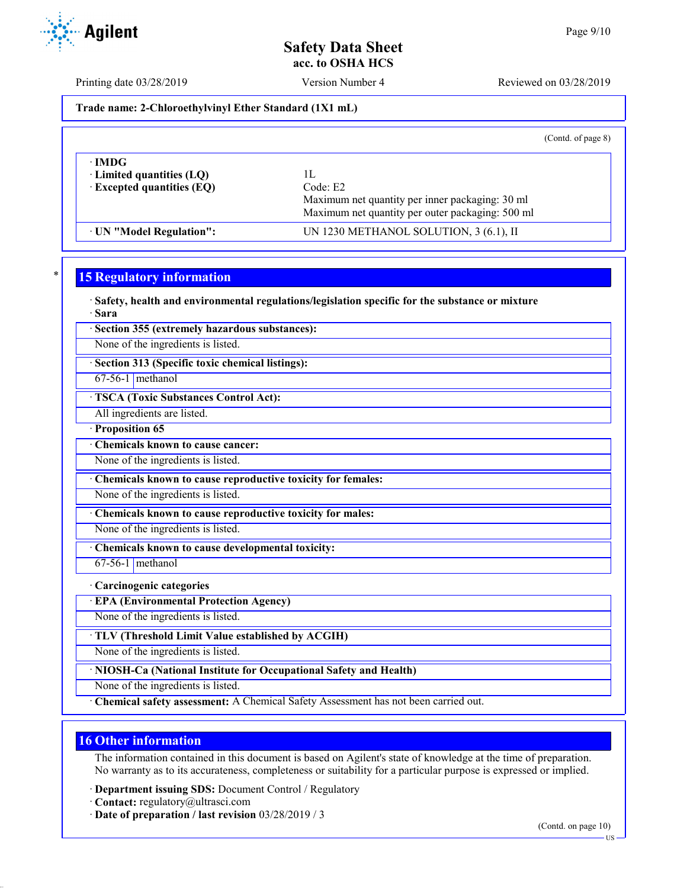Safety Data Sheet
acc. to OSHA HCS

Printing date 03/28/2019 | Version Number 4 | Reviewed on 03/28/2019

**Trade name: 2-Chloroethylvinyl Ether Standard (1X1 mL)**

(Contd. of page 8)

| · **IMDG** | |
|---|---|
| · **Limited quantities (LQ)** | 1L |
| · **Excepted quantities (EQ)** | Code: E2<br>Maximum net quantity per inner packaging: 30 ml<br>Maximum net quantity per outer packaging: 500 ml |
| · **UN "Model Regulation":** | UN 1230 METHANOL SOLUTION, 3 (6.1), II |

## 15 Regulatory information

· **Safety, health and environmental regulations/legislation specific for the substance or mixture**

· **Sara**

· **Section 355 (extremely hazardous substances):**

None of the ingredients is listed.

· **Section 313 (Specific toxic chemical listings):**

| 67-56-1 | methanol |
|---|---|

· **TSCA (Toxic Substances Control Act):**

All ingredients are listed.

· **Proposition 65**

· **Chemicals known to cause cancer:**

None of the ingredients is listed.

· **Chemicals known to cause reproductive toxicity for females:**

None of the ingredients is listed.

· **Chemicals known to cause reproductive toxicity for males:**

None of the ingredients is listed.

· **Chemicals known to cause developmental toxicity:**

| 67-56-1 | methanol |
|---|---|

· **Carcinogenic categories**

· **EPA (Environmental Protection Agency)**

None of the ingredients is listed.

· **TLV (Threshold Limit Value established by ACGIH)**

None of the ingredients is listed.

· **NIOSH-Ca (National Institute for Occupational Safety and Health)**

None of the ingredients is listed.

· **Chemical safety assessment:** A Chemical Safety Assessment has not been carried out.

## 16 Other information

The information contained in this document is based on Agilent's state of knowledge at the time of preparation. No warranty as to its accurateness, completeness or suitability for a particular purpose is expressed or implied.

· **Department issuing SDS:** Document Control / Regulatory
· **Contact:** regulatory@ultrasci.com
· **Date of preparation / last revision** 03/28/2019 / 3

(Contd. on page 10)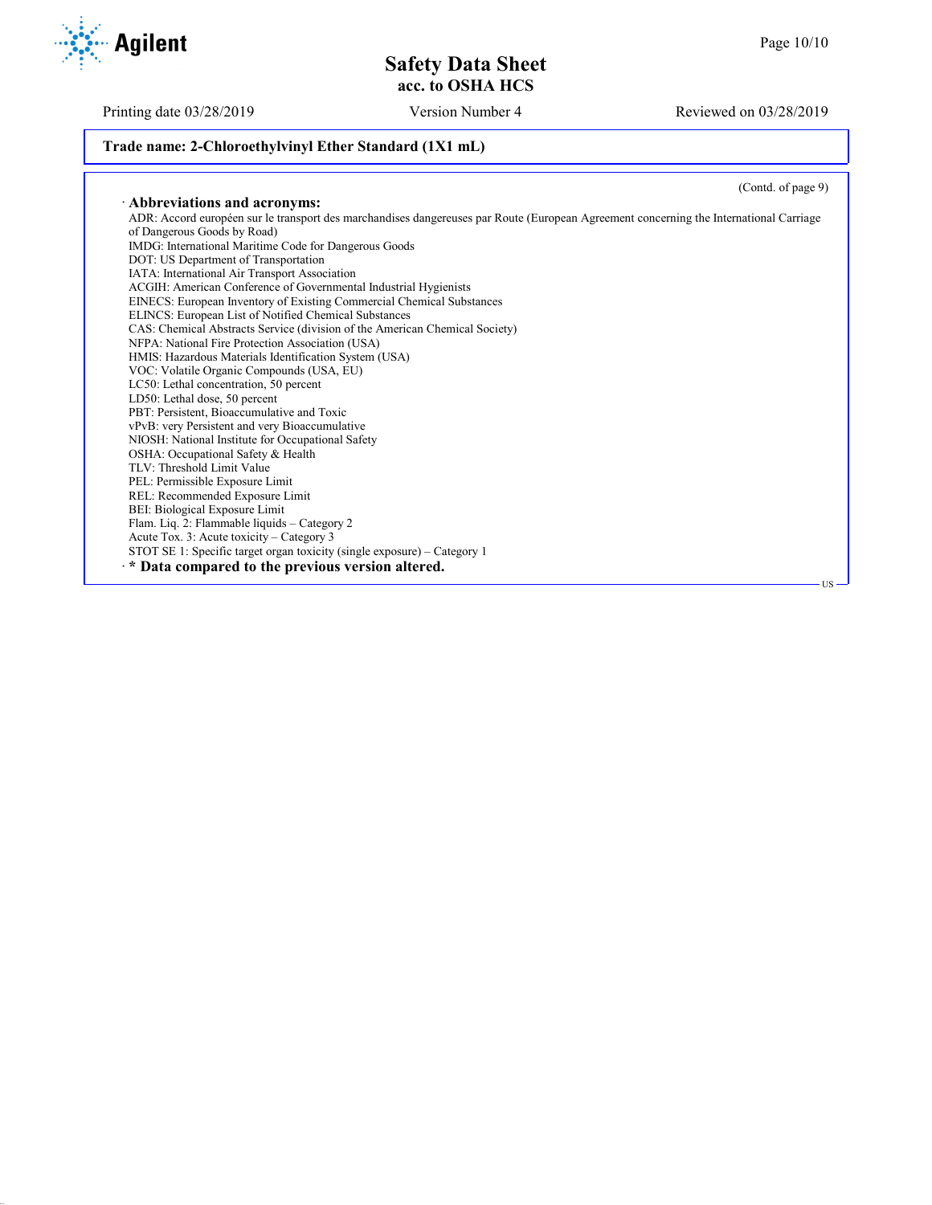**Trade name: 2-Chloroethylvinyl Ether Standard (1X1 mL)**

(Contd. of page 9)

· **Abbreviations and acronyms:**

ADR: Accord européen sur le transport des marchandises dangereuses par Route (European Agreement concerning the International Carriage of Dangerous Goods by Road)
IMDG: International Maritime Code for Dangerous Goods
DOT: US Department of Transportation
IATA: International Air Transport Association
ACGIH: American Conference of Governmental Industrial Hygienists
EINECS: European Inventory of Existing Commercial Chemical Substances
ELINCS: European List of Notified Chemical Substances
CAS: Chemical Abstracts Service (division of the American Chemical Society)
NFPA: National Fire Protection Association (USA)
HMIS: Hazardous Materials Identification System (USA)
VOC: Volatile Organic Compounds (USA, EU)
LC50: Lethal concentration, 50 percent
LD50: Lethal dose, 50 percent
PBT: Persistent, Bioaccumulative and Toxic
vPvB: very Persistent and very Bioaccumulative
NIOSH: National Institute for Occupational Safety
OSHA: Occupational Safety & Health
TLV: Threshold Limit Value
PEL: Permissible Exposure Limit
REL: Recommended Exposure Limit
BEI: Biological Exposure Limit
Flam. Liq. 2: Flammable liquids – Category 2
Acute Tox. 3: Acute toxicity – Category 3
STOT SE 1: Specific target organ toxicity (single exposure) – Category 1

· **\* Data compared to the previous version altered.**

US